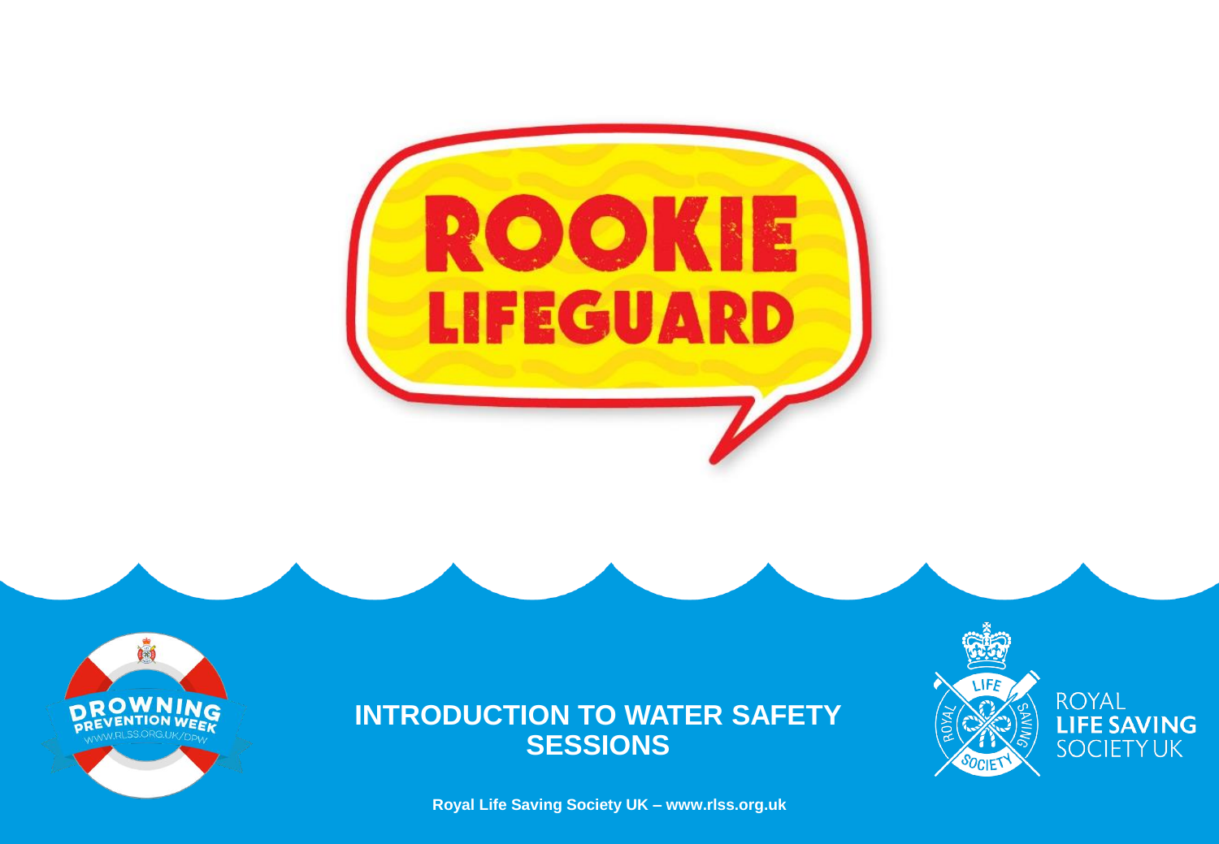# ROOKIE LIFEGUARD

DROWNING PREVENTION WEEK
WWW.RLSS.ORG.UK/DPW

## INTRODUCTION TO WATER SAFETY SESSIONS

ROYAL LIFE SAVING SOCIETY UK

**Royal Life Saving Society UK – www.rlss.org.uk**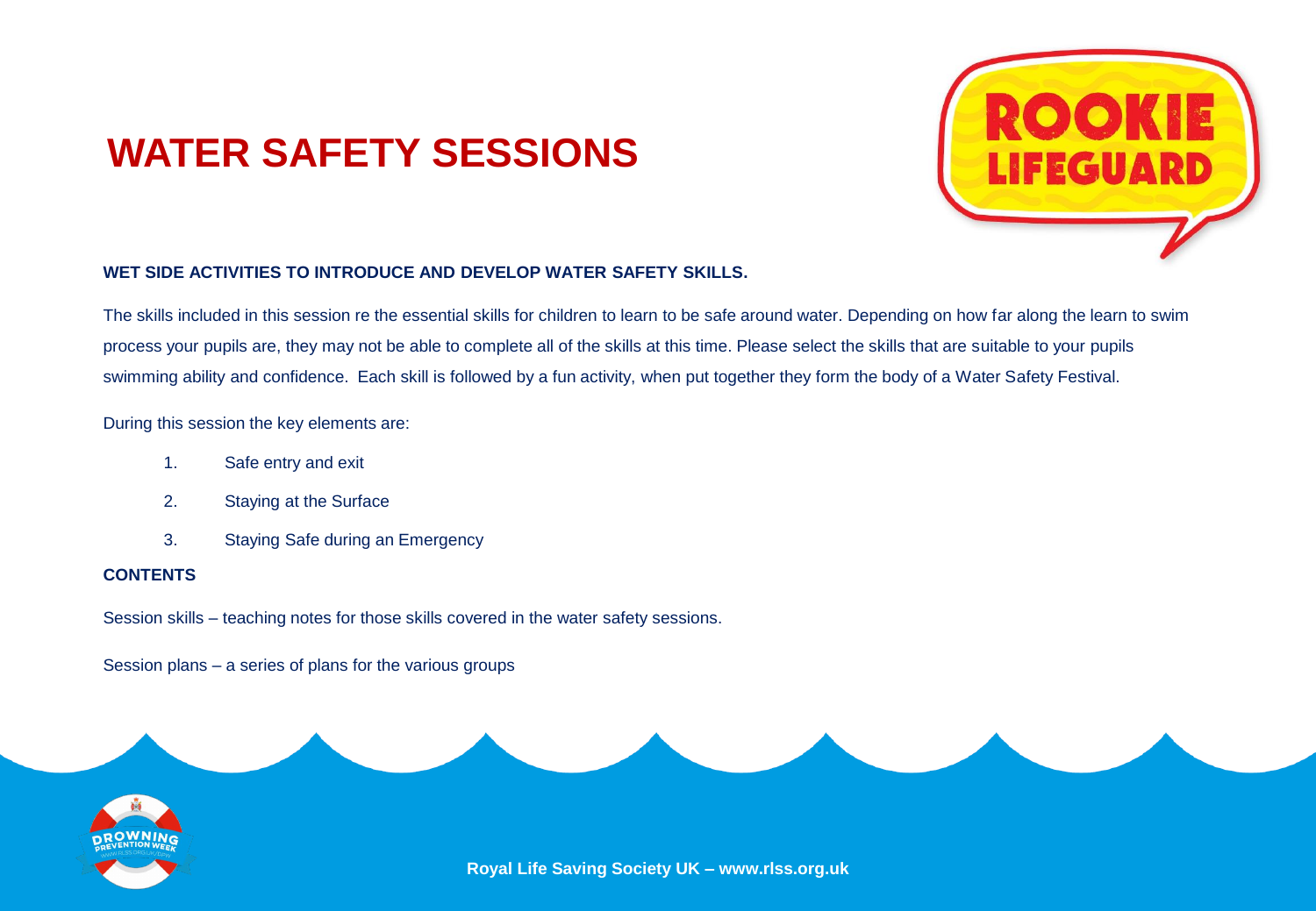# WATER SAFETY SESSIONS

**WET SIDE ACTIVITIES TO INTRODUCE AND DEVELOP WATER SAFETY SKILLS.**

The skills included in this session re the essential skills for children to learn to be safe around water. Depending on how far along the learn to swim process your pupils are, they may not be able to complete all of the skills at this time. Please select the skills that are suitable to your pupils swimming ability and confidence. Each skill is followed by a fun activity, when put together they form the body of a Water Safety Festival.

During this session the key elements are:

1. Safe entry and exit
2. Staying at the Surface
3. Staying Safe during an Emergency

**CONTENTS**

Session skills – teaching notes for those skills covered in the water safety sessions.

Session plans – a series of plans for the various groups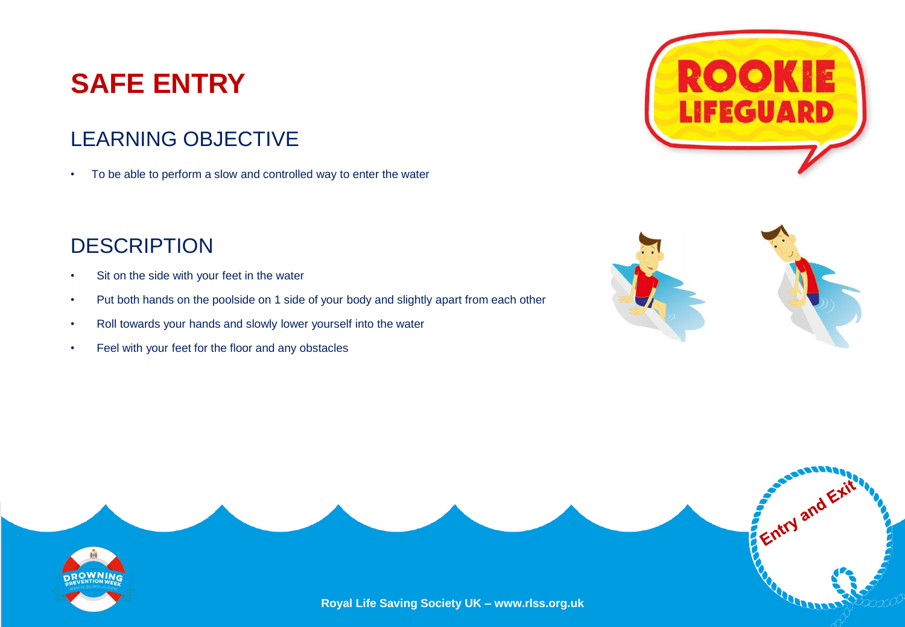# SAFE ENTRY

## LEARNING OBJECTIVE

- To be able to perform a slow and controlled way to enter the water

## DESCRIPTION

- Sit on the side with your feet in the water
- Put both hands on the poolside on 1 side of your body and slightly apart from each other
- Roll towards your hands and slowly lower yourself into the water
- Feel with your feet for the floor and any obstacles

**Royal Life Saving Society UK – www.rlss.org.uk**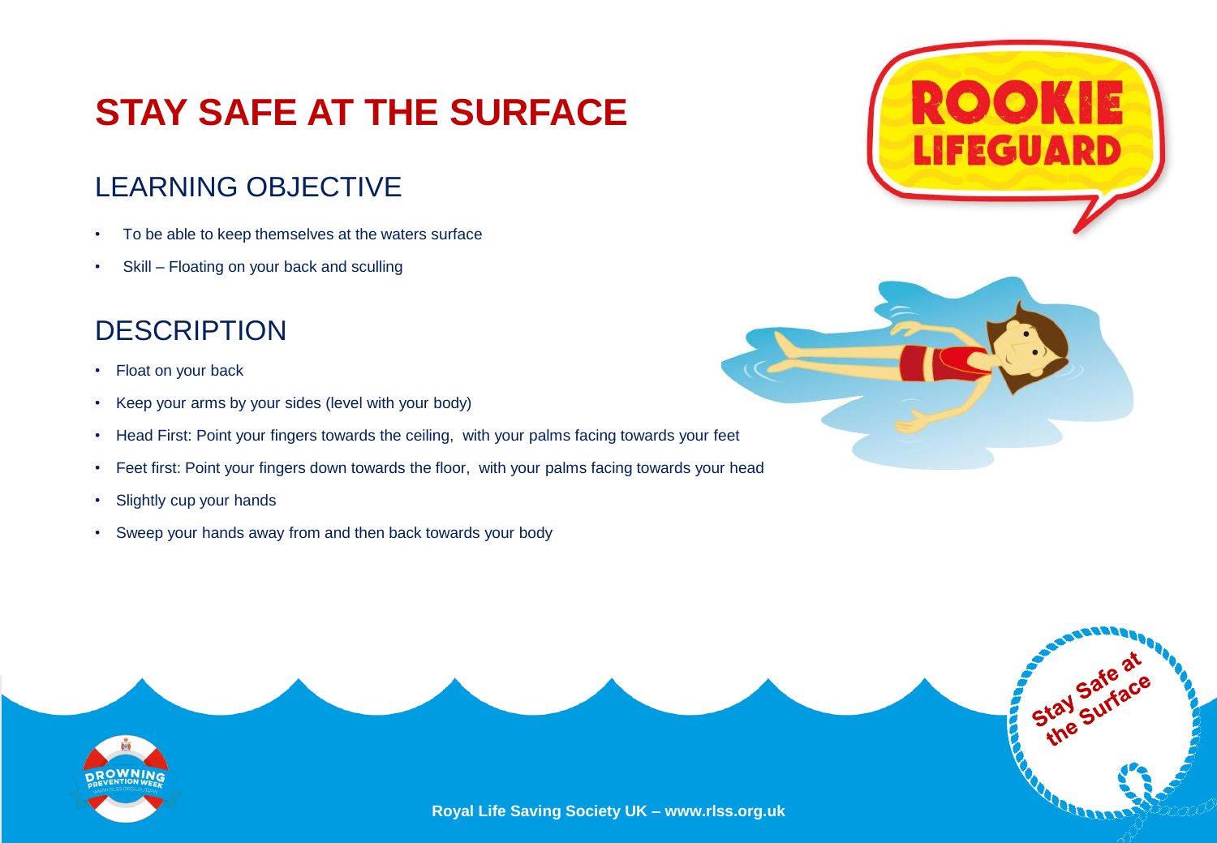# STAY SAFE AT THE SURFACE

## LEARNING OBJECTIVE

- To be able to keep themselves at the waters surface
- Skill – Floating on your back and sculling

## DESCRIPTION

- Float on your back
- Keep your arms by your sides (level with your body)
- Head First: Point your fingers towards the ceiling, with your palms facing towards your feet
- Feet first: Point your fingers down towards the floor, with your palms facing towards your head
- Slightly cup your hands
- Sweep your hands away from and then back towards your body

**Royal Life Saving Society UK – www.rlss.org.uk**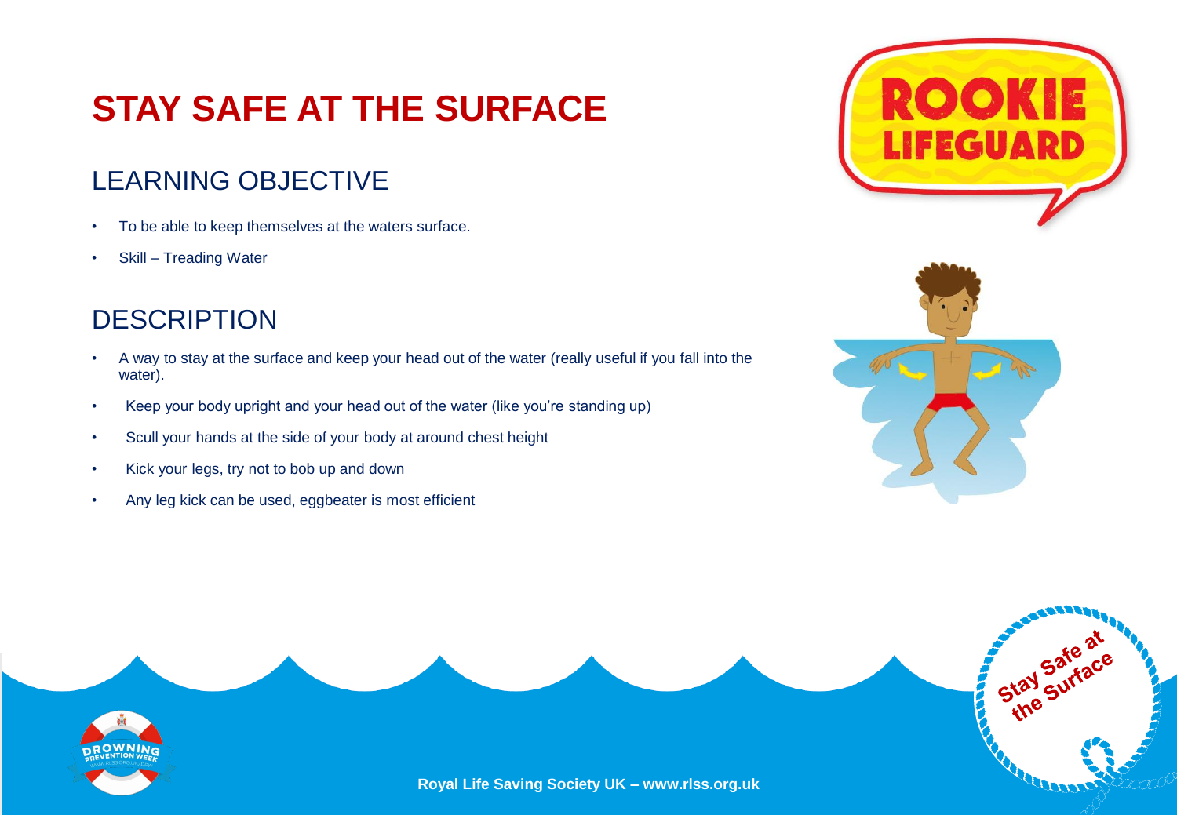# STAY SAFE AT THE SURFACE

## LEARNING OBJECTIVE

- To be able to keep themselves at the waters surface.
- Skill – Treading Water

## DESCRIPTION

- A way to stay at the surface and keep your head out of the water (really useful if you fall into the water).
- Keep your body upright and your head out of the water (like you're standing up)
- Scull your hands at the side of your body at around chest height
- Kick your legs, try not to bob up and down
- Any leg kick can be used, eggbeater is most efficient

**Royal Life Saving Society UK – www.rlss.org.uk**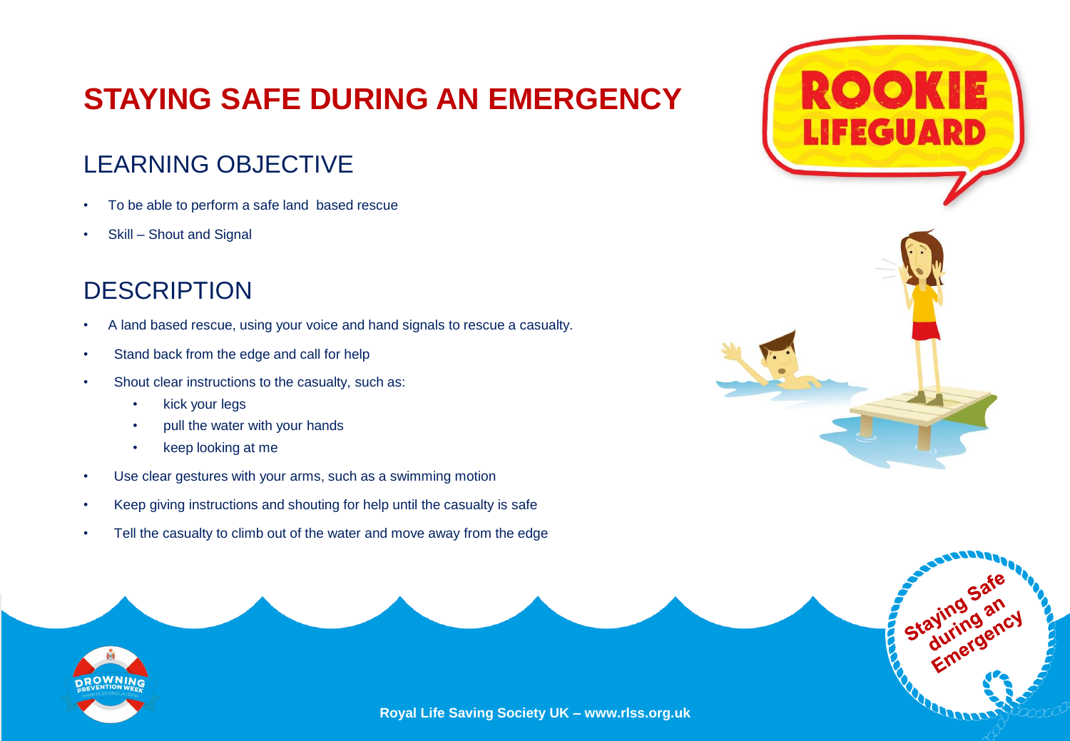# STAYING SAFE DURING AN EMERGENCY

## LEARNING OBJECTIVE

- To be able to perform a safe land based rescue
- Skill – Shout and Signal

## DESCRIPTION

- A land based rescue, using your voice and hand signals to rescue a casualty.
- Stand back from the edge and call for help
- Shout clear instructions to the casualty, such as:
  - kick your legs
  - pull the water with your hands
  - keep looking at me
- Use clear gestures with your arms, such as a swimming motion
- Keep giving instructions and shouting for help until the casualty is safe
- Tell the casualty to climb out of the water and move away from the edge

**Royal Life Saving Society UK – www.rlss.org.uk**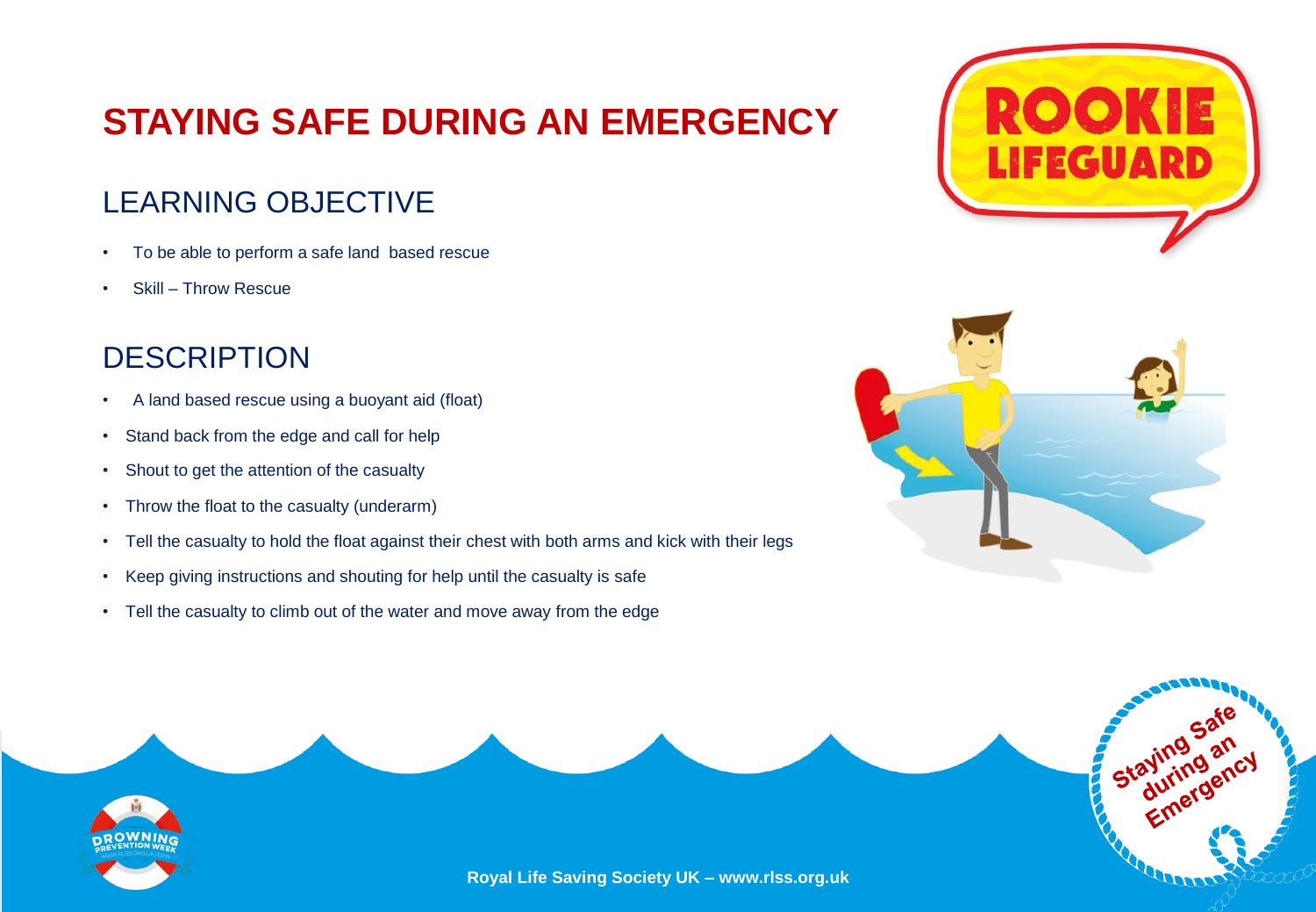# STAYING SAFE DURING AN EMERGENCY

## LEARNING OBJECTIVE

- To be able to perform a safe land based rescue
- Skill – Throw Rescue

## DESCRIPTION

- A land based rescue using a buoyant aid (float)
- Stand back from the edge and call for help
- Shout to get the attention of the casualty
- Throw the float to the casualty (underarm)
- Tell the casualty to hold the float against their chest with both arms and kick with their legs
- Keep giving instructions and shouting for help until the casualty is safe
- Tell the casualty to climb out of the water and move away from the edge

**Royal Life Saving Society UK – www.rlss.org.uk**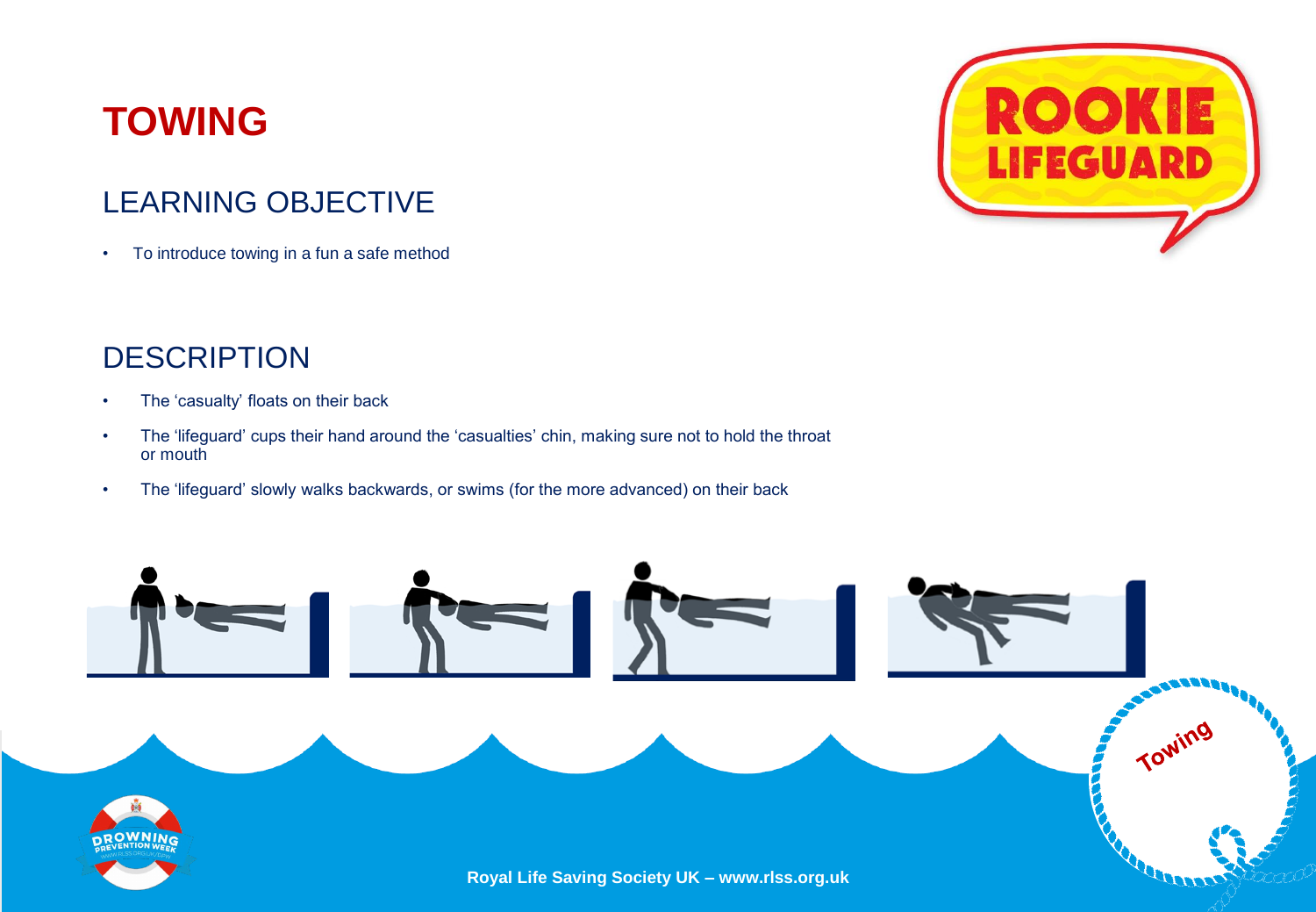# TOWING

## LEARNING OBJECTIVE

- To introduce towing in a fun a safe method

## DESCRIPTION

- The 'casualty' floats on their back
- The 'lifeguard' cups their hand around the 'casualties' chin, making sure not to hold the throat or mouth
- The 'lifeguard' slowly walks backwards, or swims (for the more advanced) on their back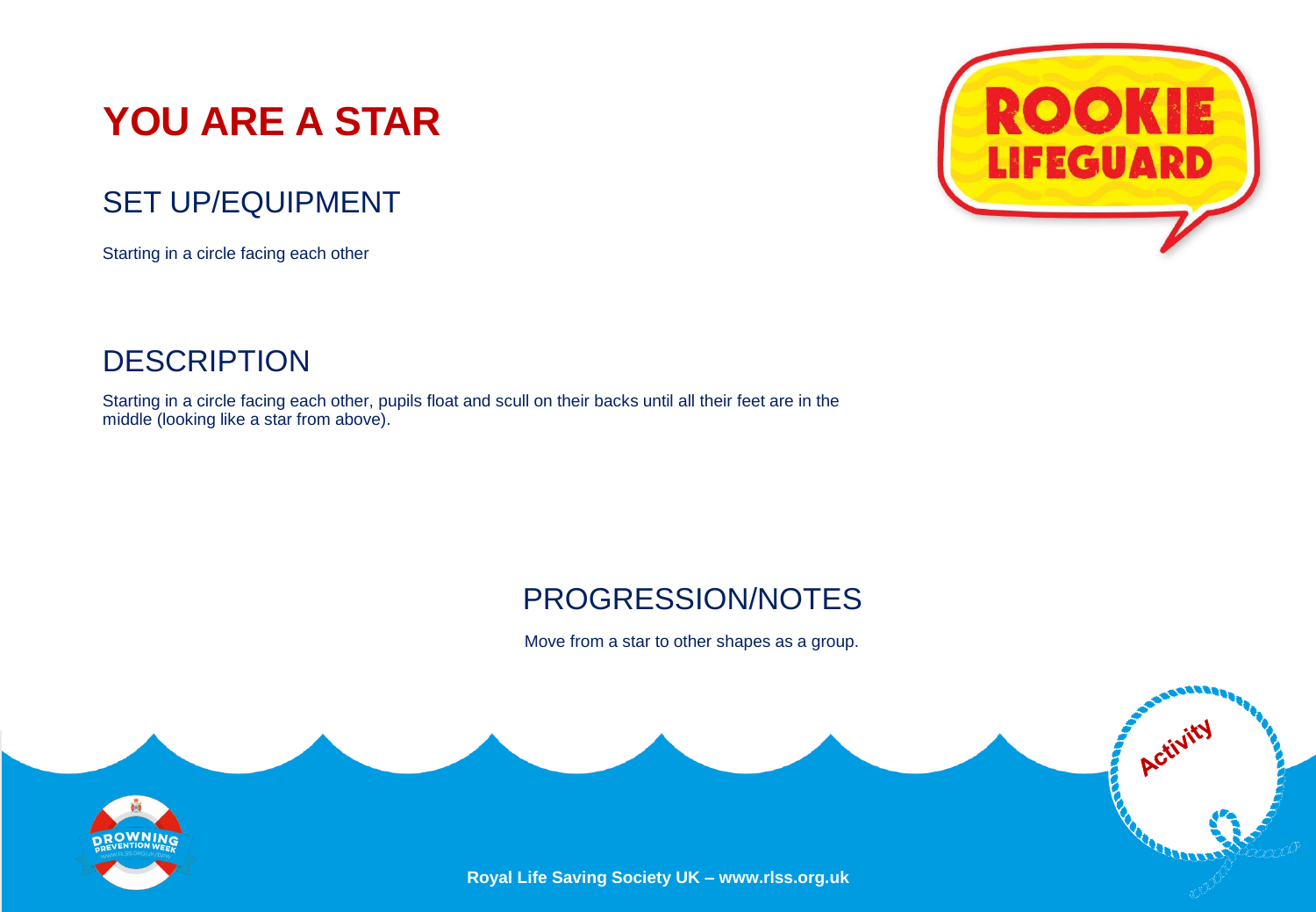# YOU ARE A STAR

## SET UP/EQUIPMENT

Starting in a circle facing each other

## DESCRIPTION

Starting in a circle facing each other, pupils float and scull on their backs until all their feet are in the middle (looking like a star from above).

## PROGRESSION/NOTES

Move from a star to other shapes as a group.

**Royal Life Saving Society UK – www.rlss.org.uk**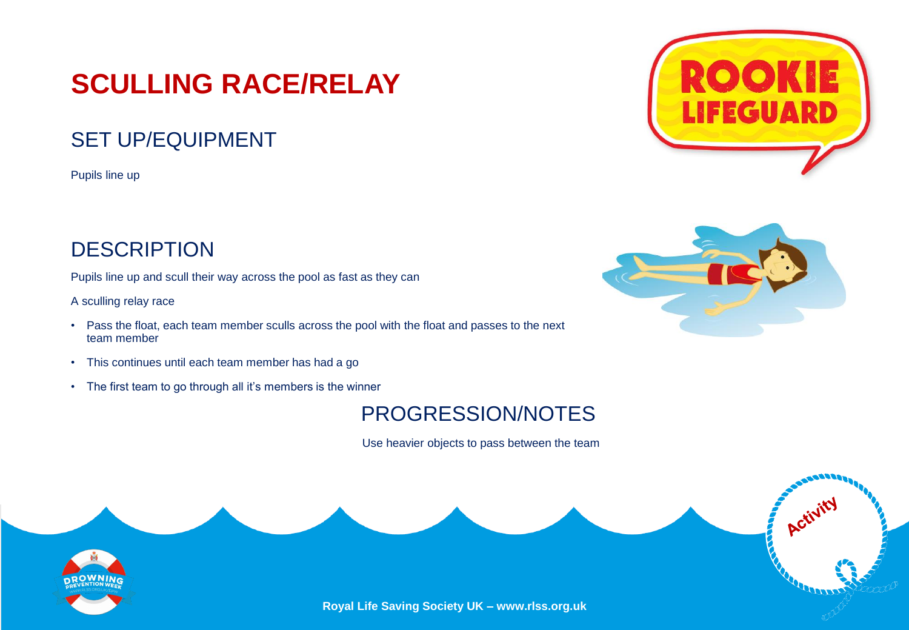# SCULLING RACE/RELAY

## SET UP/EQUIPMENT

Pupils line up

## DESCRIPTION

Pupils line up and scull their way across the pool as fast as they can

A sculling relay race

- Pass the float, each team member sculls across the pool with the float and passes to the next team member
- This continues until each team member has had a go
- The first team to go through all it's members is the winner

## PROGRESSION/NOTES

Use heavier objects to pass between the team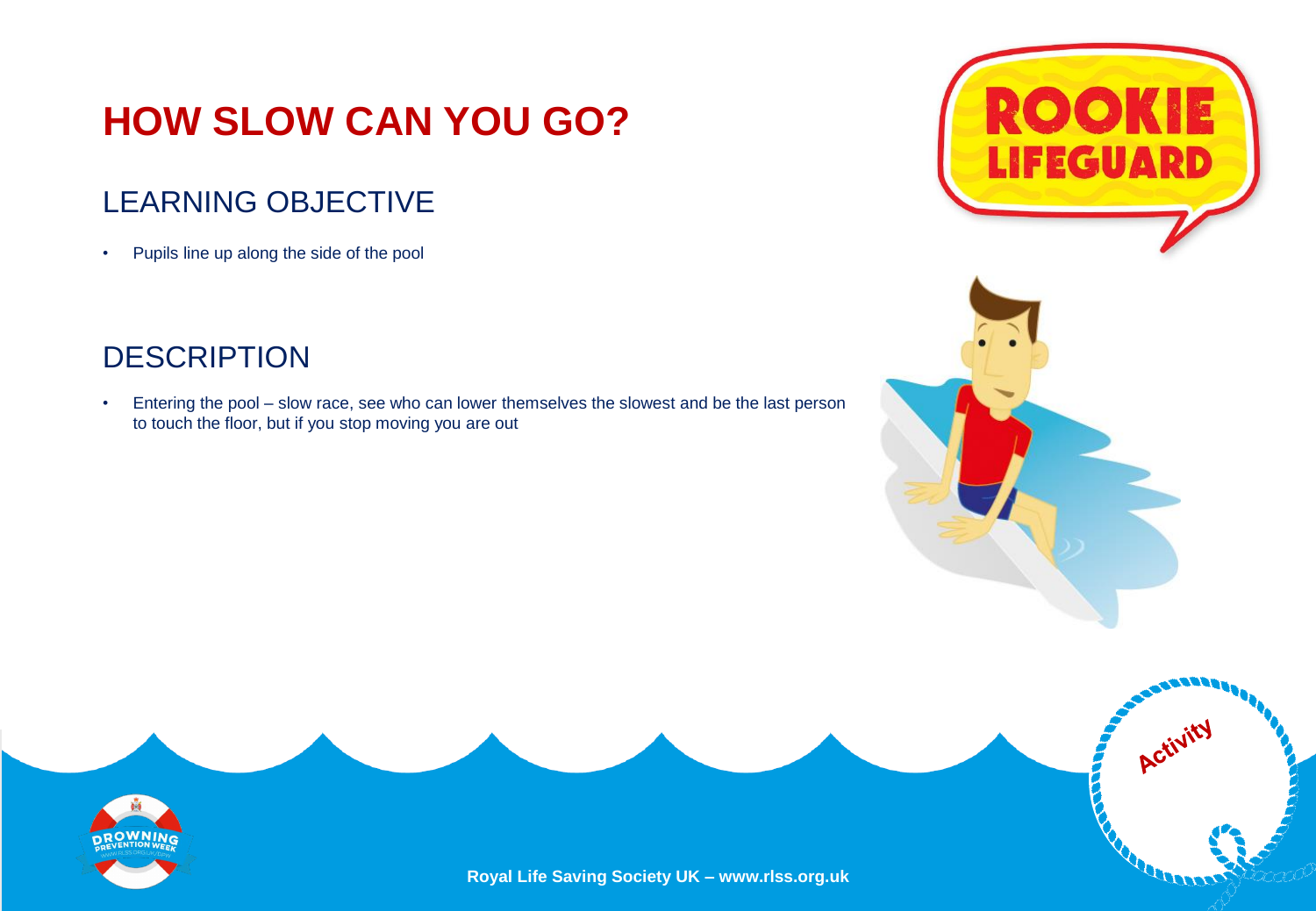# HOW SLOW CAN YOU GO?

## LEARNING OBJECTIVE

- Pupils line up along the side of the pool

## DESCRIPTION

- Entering the pool – slow race, see who can lower themselves the slowest and be the last person to touch the floor, but if you stop moving you are out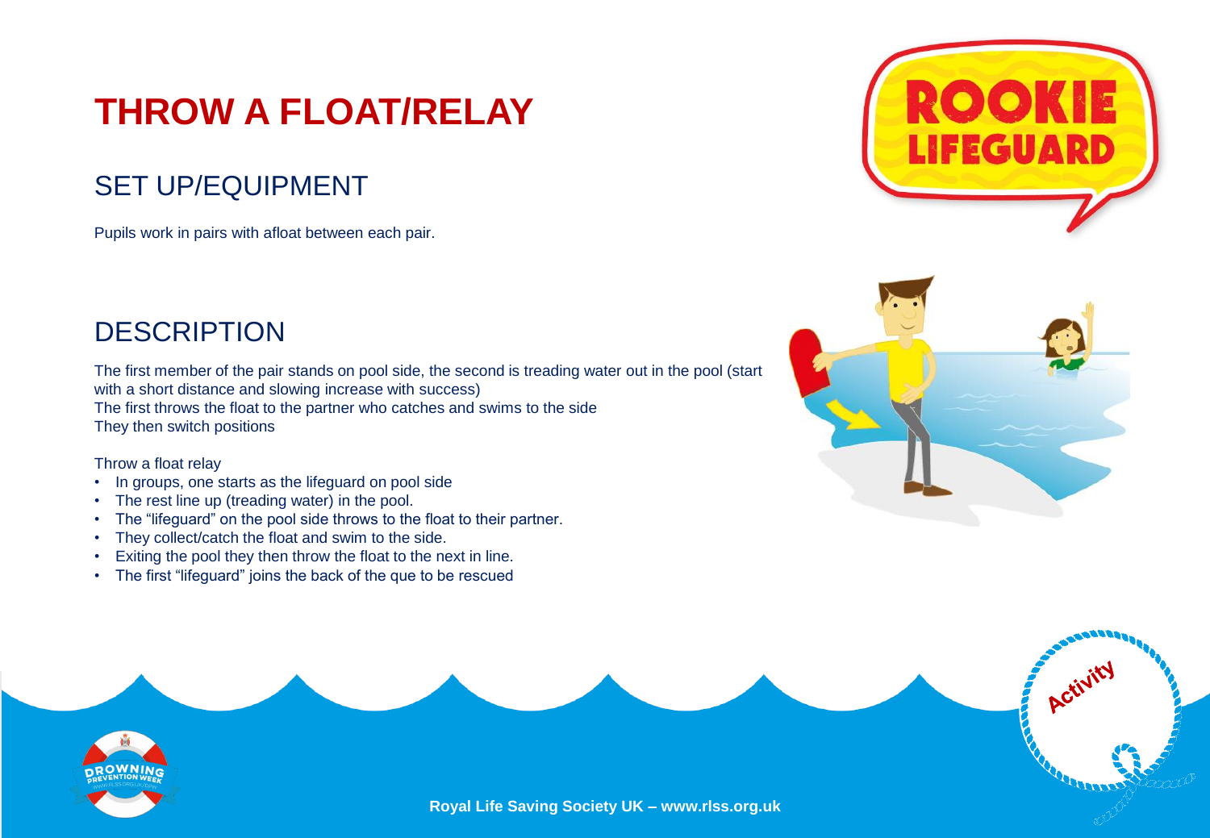# THROW A FLOAT/RELAY

## SET UP/EQUIPMENT

Pupils work in pairs with afloat between each pair.

## DESCRIPTION

The first member of the pair stands on pool side, the second is treading water out in the pool (start with a short distance and slowing increase with success)
The first throws the float to the partner who catches and swims to the side
They then switch positions

Throw a float relay

- In groups, one starts as the lifeguard on pool side
- The rest line up (treading water) in the pool.
- The "lifeguard" on the pool side throws to the float to their partner.
- They collect/catch the float and swim to the side.
- Exiting the pool they then throw the float to the next in line.
- The first "lifeguard" joins the back of the que to be rescued

Royal Life Saving Society UK – www.rlss.org.uk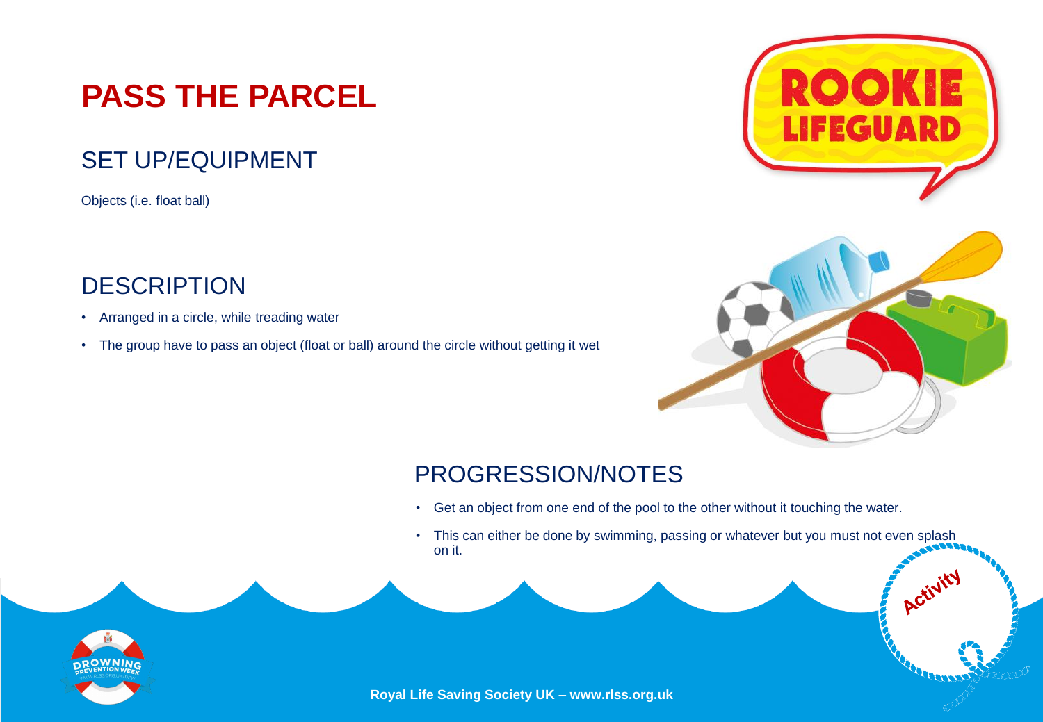# PASS THE PARCEL

## SET UP/EQUIPMENT

Objects (i.e. float ball)

## DESCRIPTION

- Arranged in a circle, while treading water
- The group have to pass an object (float or ball) around the circle without getting it wet

## PROGRESSION/NOTES

- Get an object from one end of the pool to the other without it touching the water.
- This can either be done by swimming, passing or whatever but you must not even splash on it.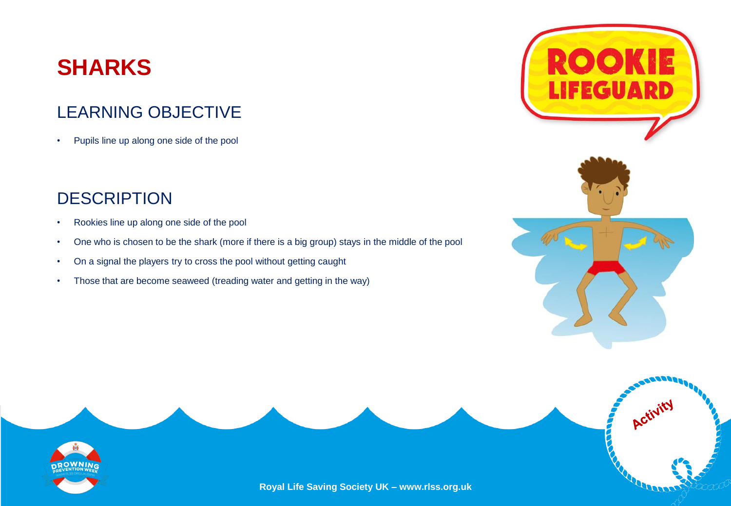# SHARKS

## LEARNING OBJECTIVE

- Pupils line up along one side of the pool

## DESCRIPTION

- Rookies line up along one side of the pool
- One who is chosen to be the shark (more if there is a big group) stays in the middle of the pool
- On a signal the players try to cross the pool without getting caught
- Those that are become seaweed (treading water and getting in the way)

**Royal Life Saving Society UK – www.rlss.org.uk**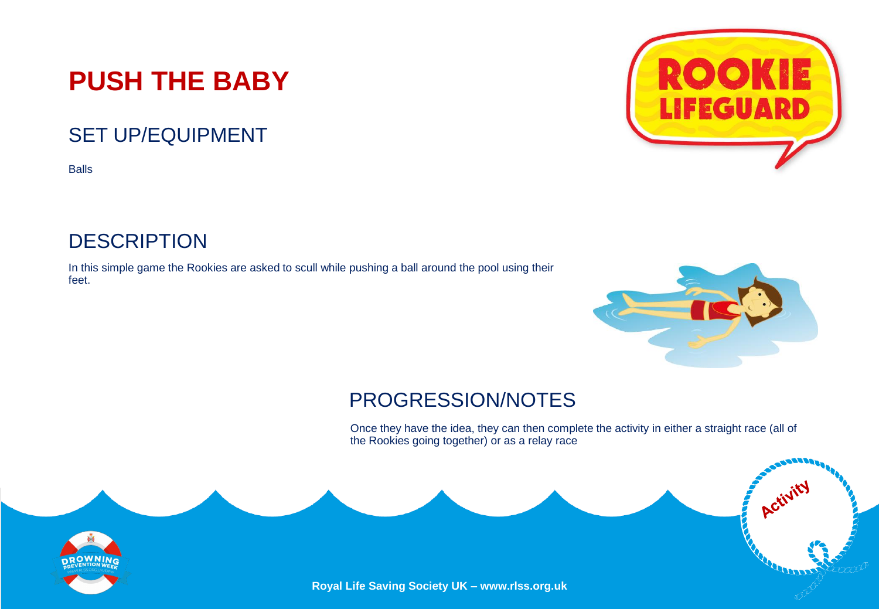# PUSH THE BABY

## SET UP/EQUIPMENT

Balls

## DESCRIPTION

In this simple game the Rookies are asked to scull while pushing a ball around the pool using their feet.

## PROGRESSION/NOTES

Once they have the idea, they can then complete the activity in either a straight race (all of the Rookies going together) or as a relay race

**Royal Life Saving Society UK – www.rlss.org.uk**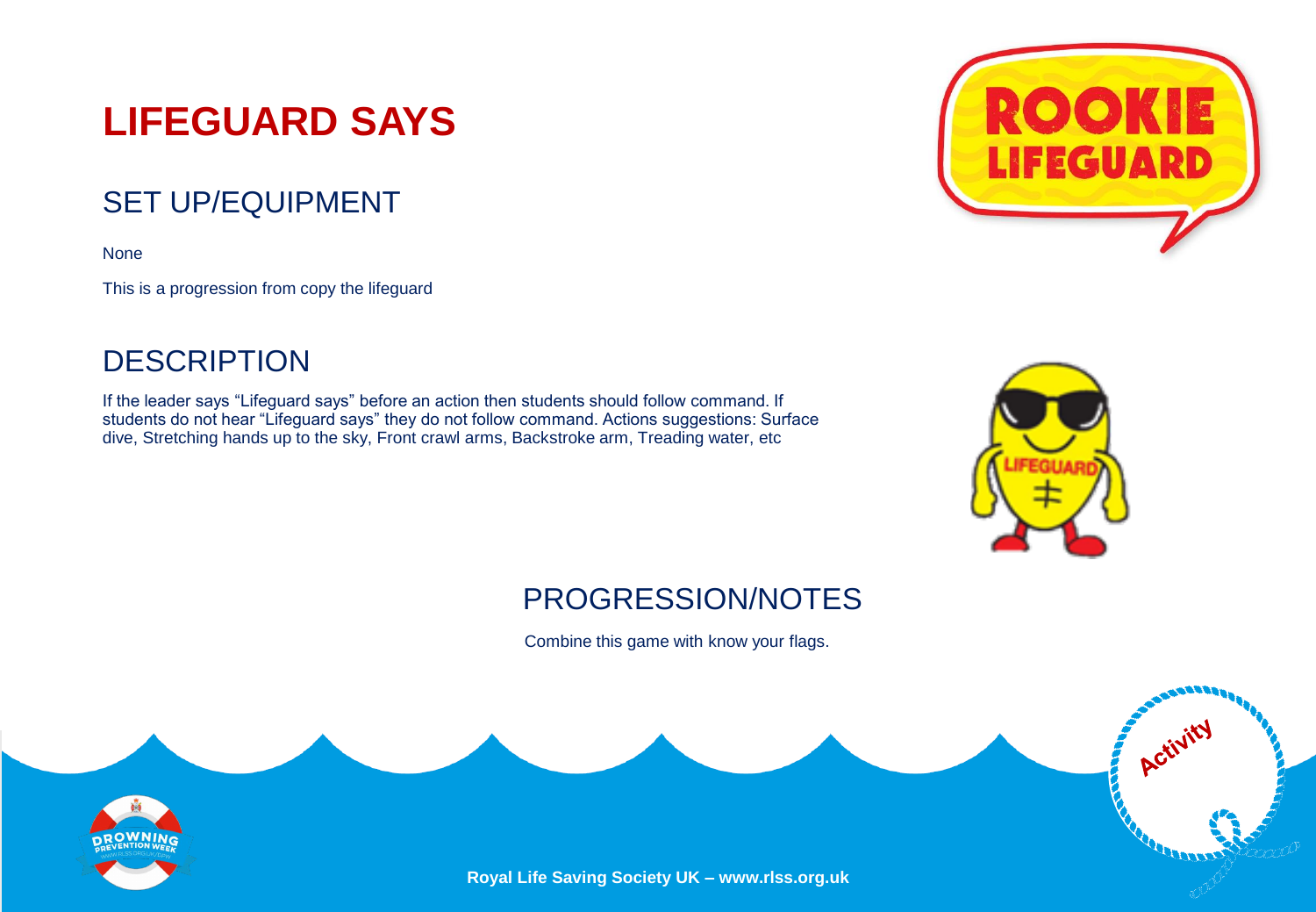# LIFEGUARD SAYS

## SET UP/EQUIPMENT

None

This is a progression from copy the lifeguard

## DESCRIPTION

If the leader says "Lifeguard says" before an action then students should follow command. If students do not hear "Lifeguard says" they do not follow command. Actions suggestions: Surface dive, Stretching hands up to the sky, Front crawl arms, Backstroke arm, Treading water, etc

## PROGRESSION/NOTES

Combine this game with know your flags.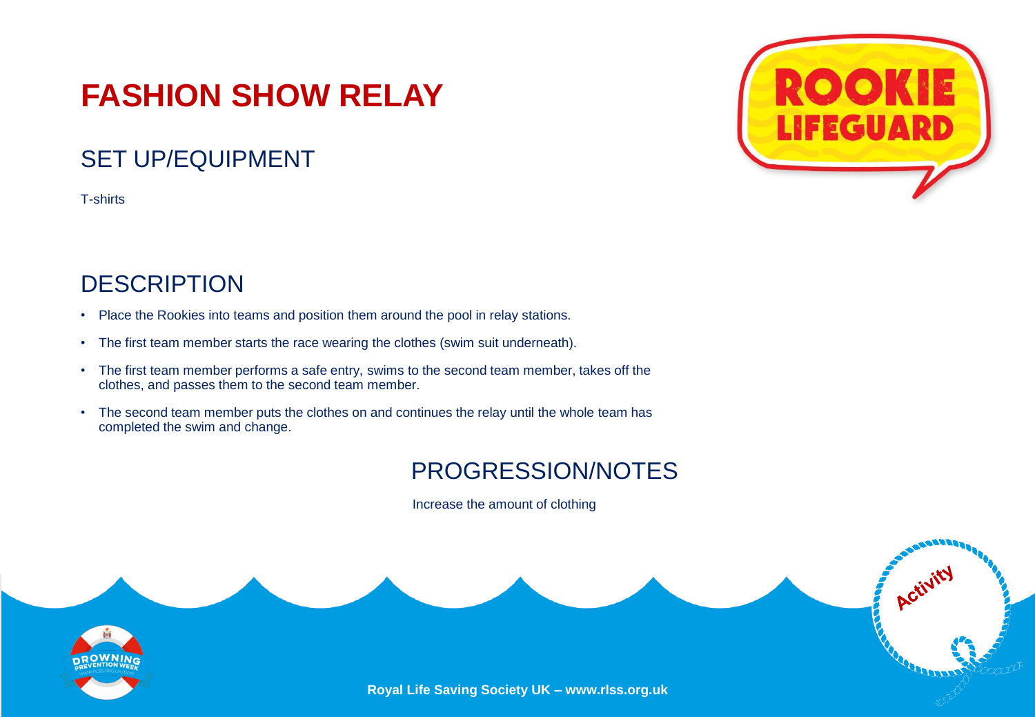# FASHION SHOW RELAY

## SET UP/EQUIPMENT

T-shirts

## DESCRIPTION

- Place the Rookies into teams and position them around the pool in relay stations.
- The first team member starts the race wearing the clothes (swim suit underneath).
- The first team member performs a safe entry, swims to the second team member, takes off the clothes, and passes them to the second team member.
- The second team member puts the clothes on and continues the relay until the whole team has completed the swim and change.

## PROGRESSION/NOTES

Increase the amount of clothing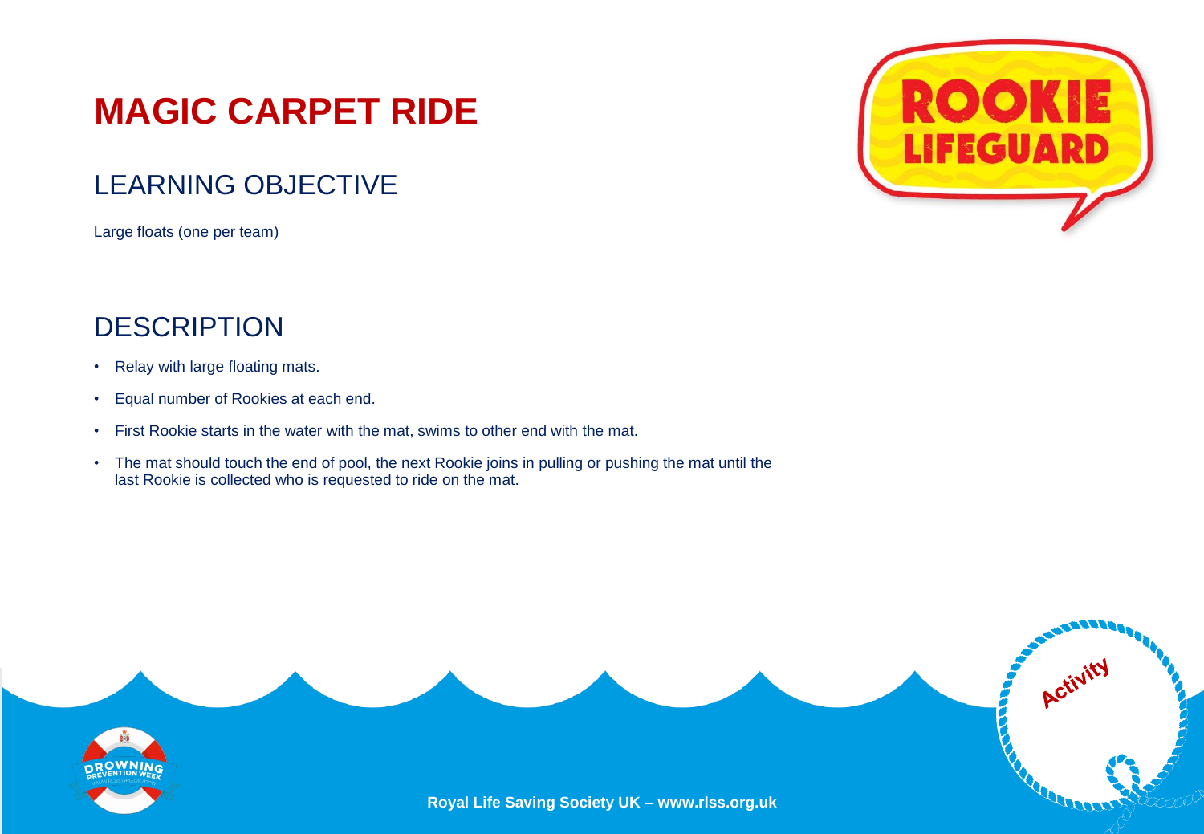# MAGIC CARPET RIDE

## LEARNING OBJECTIVE

Large floats (one per team)

## DESCRIPTION

- Relay with large floating mats.
- Equal number of Rookies at each end.
- First Rookie starts in the water with the mat, swims to other end with the mat.
- The mat should touch the end of pool, the next Rookie joins in pulling or pushing the mat until the last Rookie is collected who is requested to ride on the mat.

**Royal Life Saving Society UK – www.rlss.org.uk**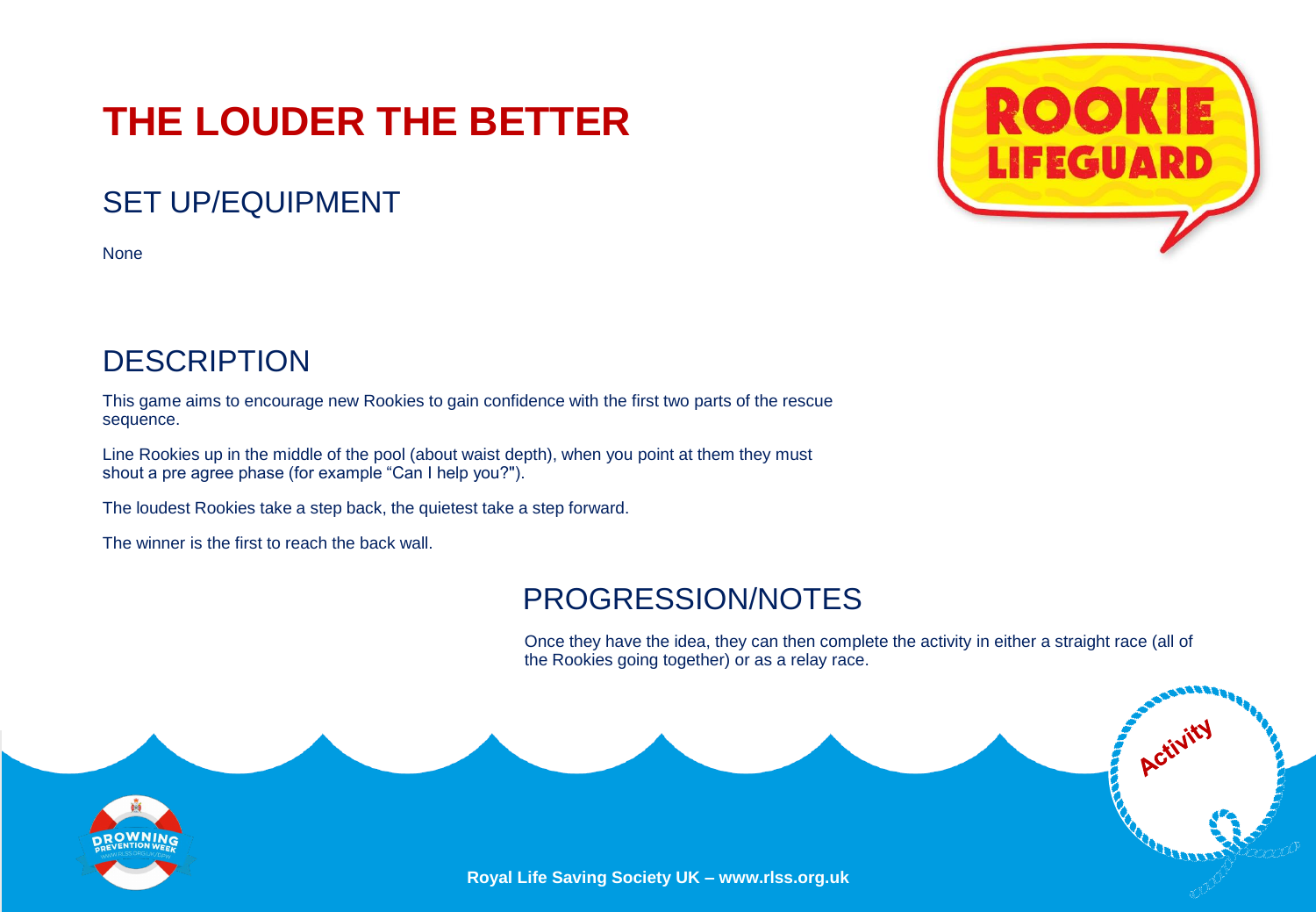# THE LOUDER THE BETTER

## SET UP/EQUIPMENT

None

## DESCRIPTION

This game aims to encourage new Rookies to gain confidence with the first two parts of the rescue sequence.

Line Rookies up in the middle of the pool (about waist depth), when you point at them they must shout a pre agree phase (for example "Can I help you?").

The loudest Rookies take a step back, the quietest take a step forward.

The winner is the first to reach the back wall.

## PROGRESSION/NOTES

Once they have the idea, they can then complete the activity in either a straight race (all of the Rookies going together) or as a relay race.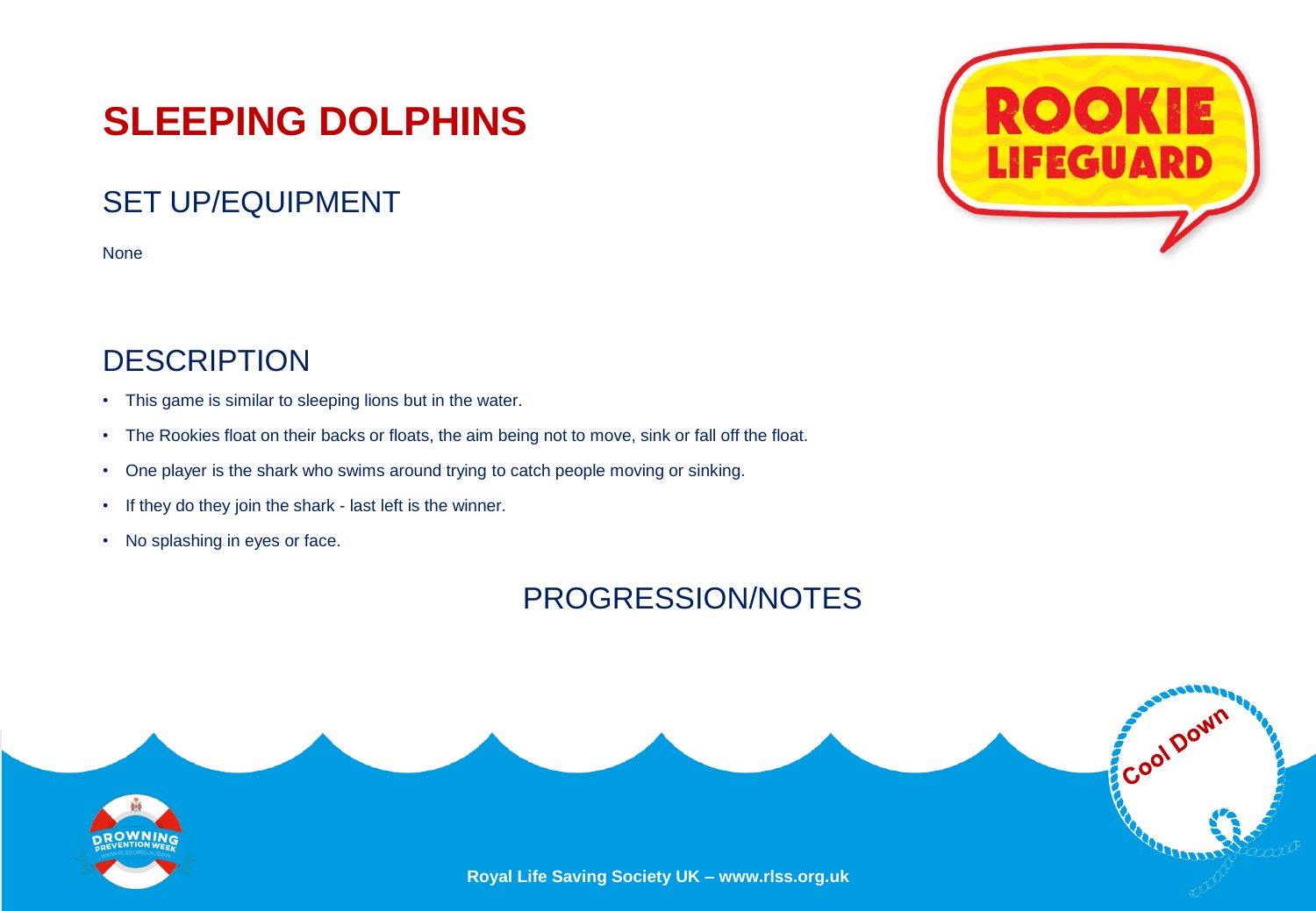# SLEEPING DOLPHINS

## SET UP/EQUIPMENT

None

## DESCRIPTION

- This game is similar to sleeping lions but in the water.
- The Rookies float on their backs or floats, the aim being not to move, sink or fall off the float.
- One player is the shark who swims around trying to catch people moving or sinking.
- If they do they join the shark - last left is the winner.
- No splashing in eyes or face.

## PROGRESSION/NOTES

Royal Life Saving Society UK – www.rlss.org.uk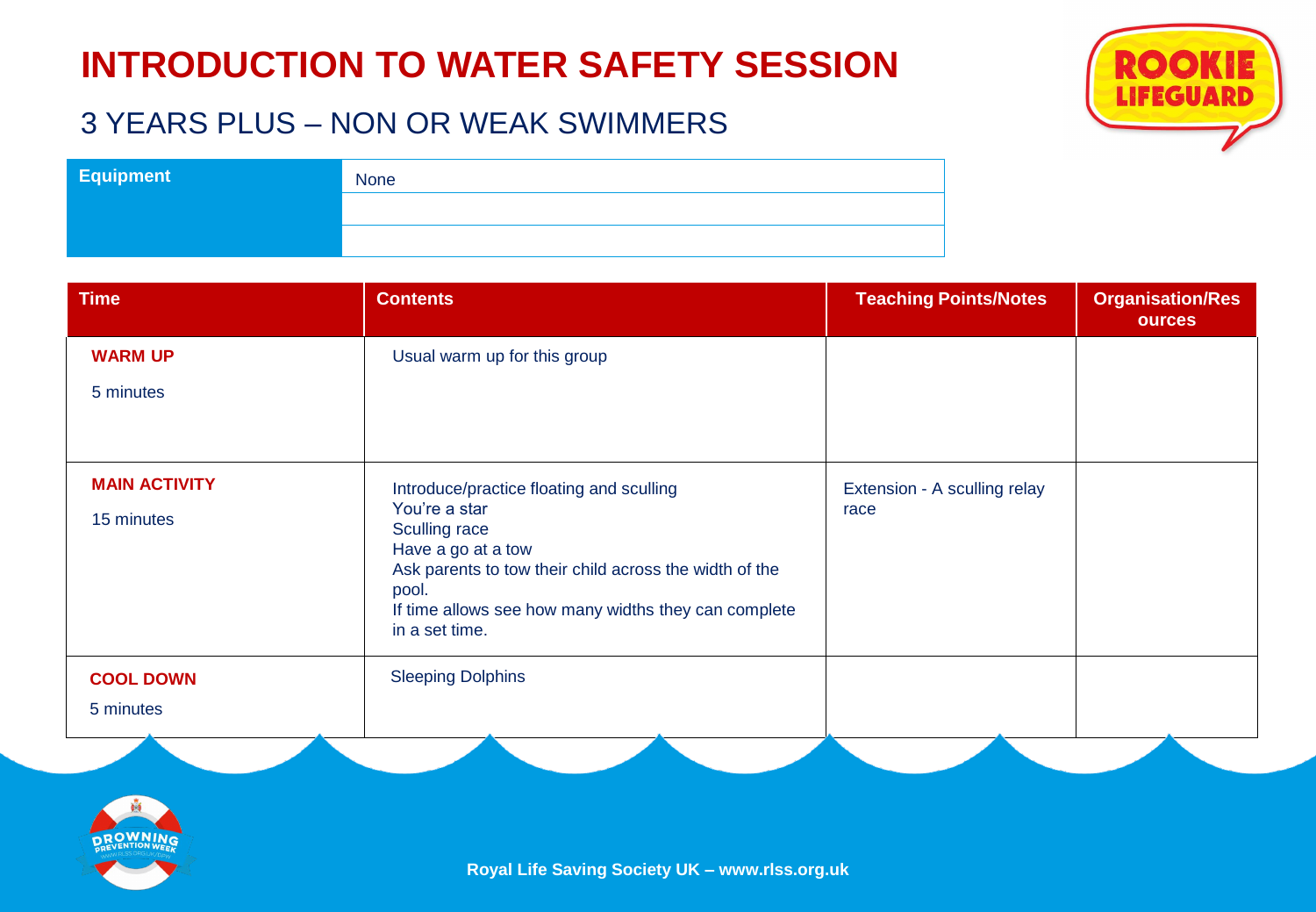# INTRODUCTION TO WATER SAFETY SESSION

## 3 YEARS PLUS – NON OR WEAK SWIMMERS

| Equipment | None |
|---|---|
| | |
| | |

| Time | Contents | Teaching Points/Notes | Organisation/Resources |
|---|---|---|---|
| **WARM UP**<br>5 minutes | Usual warm up for this group | | |
| **MAIN ACTIVITY**<br>15 minutes | Introduce/practice floating and sculling<br>You're a star<br>Sculling race<br>Have a go at a tow<br>Ask parents to tow their child across the width of the pool.<br>If time allows see how many widths they can complete in a set time. | Extension - A sculling relay race | |
| **COOL DOWN**<br>5 minutes | Sleeping Dolphins | | |

Royal Life Saving Society UK – www.rlss.org.uk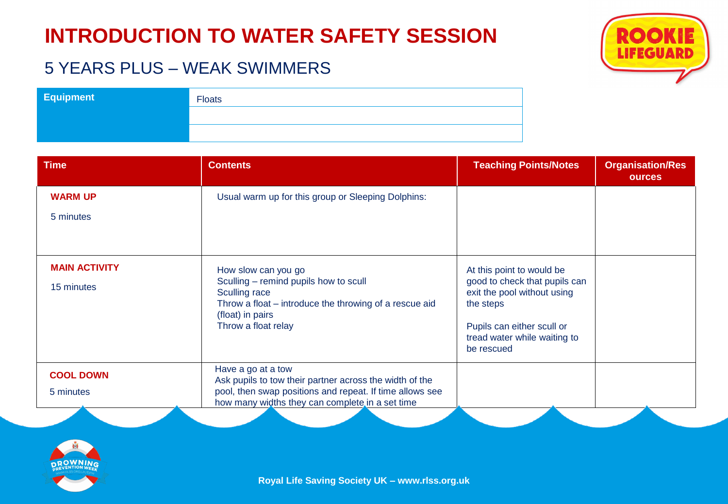# INTRODUCTION TO WATER SAFETY SESSION

## 5 YEARS PLUS – WEAK SWIMMERS

| Equipment | Floats |
|---|---|
| | |
| | |

| Time | Contents | Teaching Points/Notes | Organisation/Resources |
|---|---|---|---|
| **WARM UP**<br><br>5 minutes | Usual warm up for this group or Sleeping Dolphins: | | |
| **MAIN ACTIVITY**<br><br>15 minutes | How slow can you go<br>Sculling – remind pupils how to scull<br>Sculling race<br>Throw a float – introduce the throwing of a rescue aid (float) in pairs<br>Throw a float relay | At this point to would be good to check that pupils can exit the pool without using the steps<br><br>Pupils can either scull or tread water while waiting to be rescued | |
| **COOL DOWN**<br><br>5 minutes | Have a go at a tow<br>Ask pupils to tow their partner across the width of the pool, then swap positions and repeat. If time allows see how many widths they can complete in a set time | | |

Royal Life Saving Society UK – www.rlss.org.uk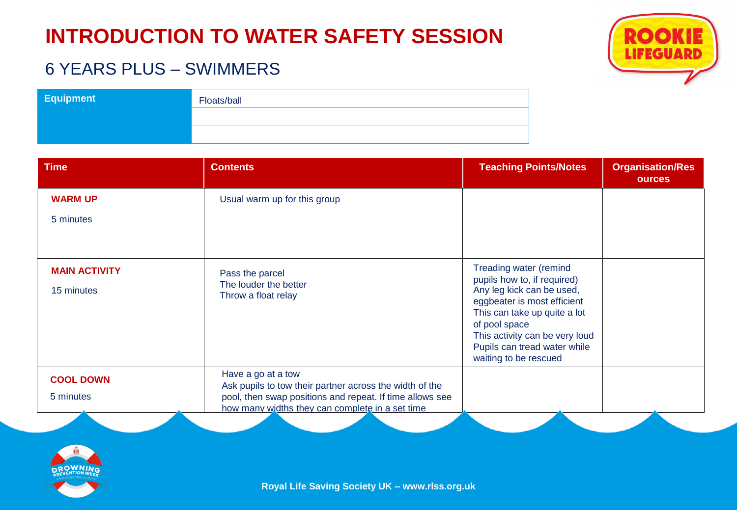# INTRODUCTION TO WATER SAFETY SESSION

## 6 YEARS PLUS – SWIMMERS

| Equipment | Floats/ball |
|---|---|
| | |
| | |

| Time | Contents | Teaching Points/Notes | Organisation/Resources |
|---|---|---|---|
| **WARM UP**<br>5 minutes | Usual warm up for this group | | |
| **MAIN ACTIVITY**<br>15 minutes | Pass the parcel<br>The louder the better<br>Throw a float relay | Treading water (remind pupils how to, if required)<br>Any leg kick can be used, eggbeater is most efficient<br>This can take up quite a lot of pool space<br>This activity can be very loud<br>Pupils can tread water while waiting to be rescued | |
| **COOL DOWN**<br>5 minutes | Have a go at a tow<br>Ask pupils to tow their partner across the width of the pool, then swap positions and repeat. If time allows see how many widths they can complete in a set time | | |

Royal Life Saving Society UK – www.rlss.org.uk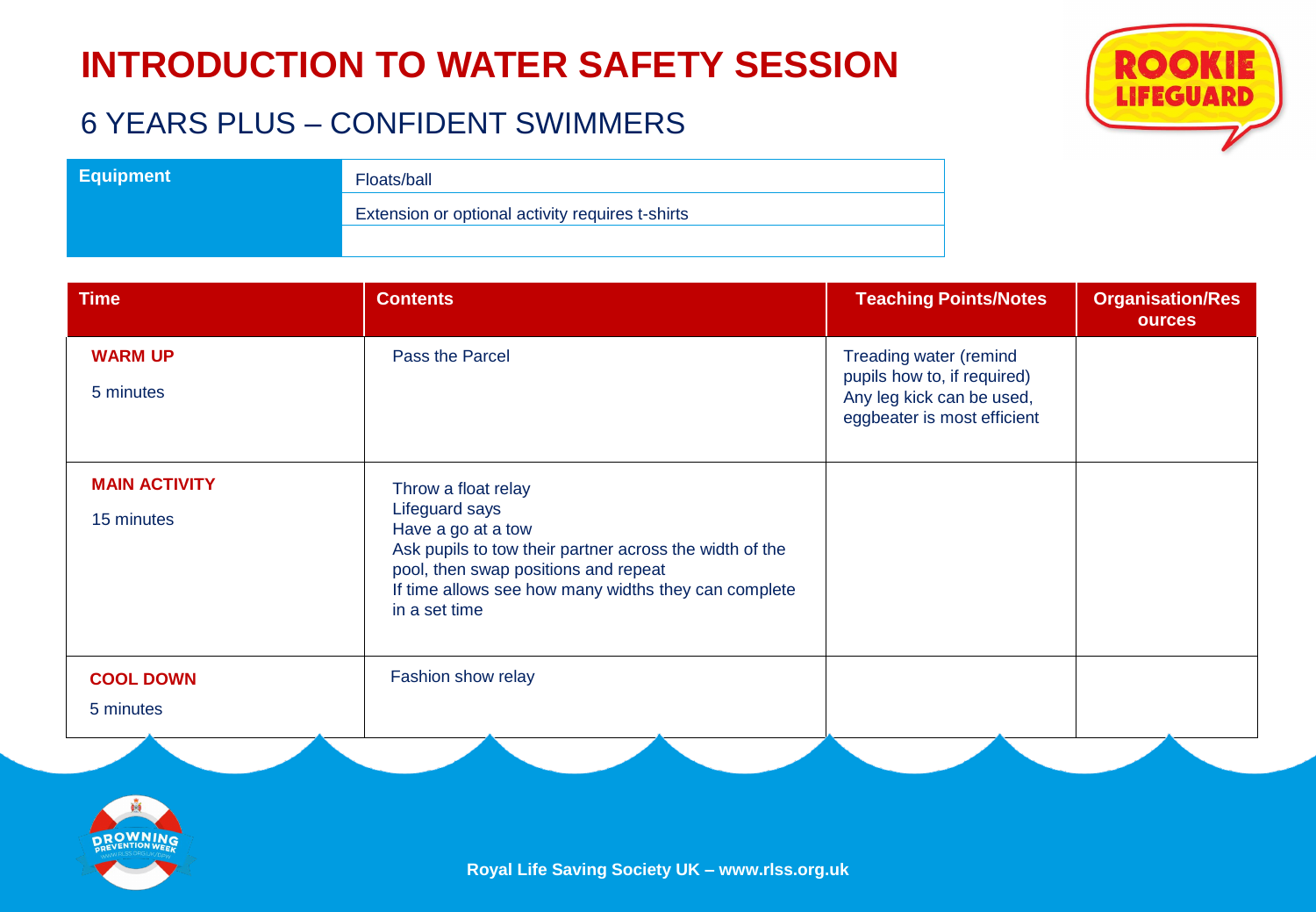# INTRODUCTION TO WATER SAFETY SESSION

## 6 YEARS PLUS – CONFIDENT SWIMMERS

| Equipment | Floats/ball |
|---|---|
| | Extension or optional activity requires t-shirts |
| | |

| Time | Contents | Teaching Points/Notes | Organisation/Resources |
|---|---|---|---|
| **WARM UP**<br><br>5 minutes | Pass the Parcel | Treading water (remind pupils how to, if required) Any leg kick can be used, eggbeater is most efficient | |
| **MAIN ACTIVITY**<br><br>15 minutes | Throw a float relay<br>Lifeguard says<br>Have a go at a tow<br>Ask pupils to tow their partner across the width of the pool, then swap positions and repeat<br>If time allows see how many widths they can complete in a set time | | |
| **COOL DOWN**<br><br>5 minutes | Fashion show relay | | |

Royal Life Saving Society UK – www.rlss.org.uk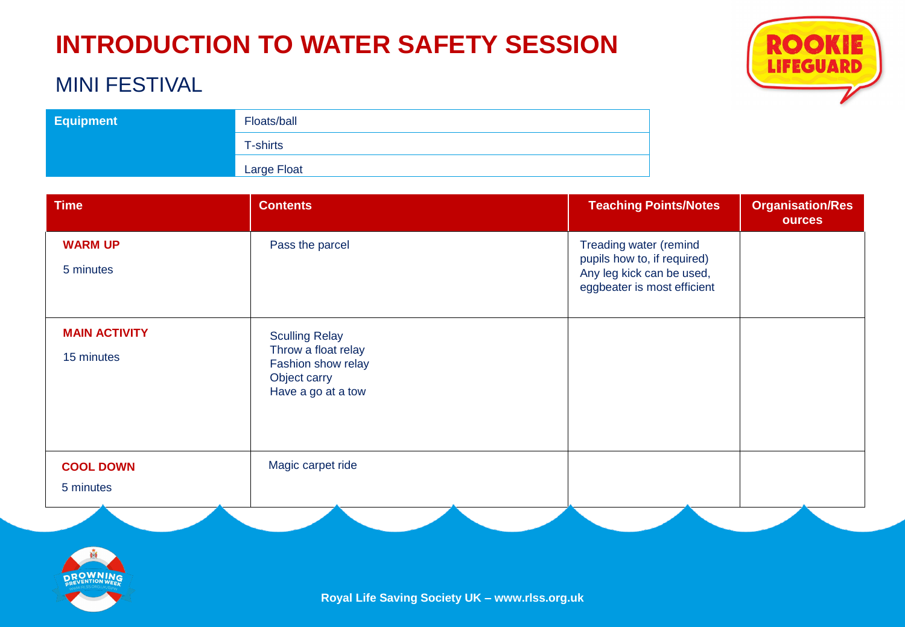# INTRODUCTION TO WATER SAFETY SESSION

## MINI FESTIVAL

| | |
|---|---|
| **Equipment** | Floats/ball |
| | T-shirts |
| | Large Float |

| Time | Contents | Teaching Points/Notes | Organisation/Resources |
|---|---|---|---|
| **WARM UP**<br>5 minutes | Pass the parcel | Treading water (remind pupils how to, if required) Any leg kick can be used, eggbeater is most efficient | |
| **MAIN ACTIVITY**<br>15 minutes | Sculling Relay<br>Throw a float relay<br>Fashion show relay<br>Object carry<br>Have a go at a tow | | |
| **COOL DOWN**<br>5 minutes | Magic carpet ride | | |

Royal Life Saving Society UK – www.rlss.org.uk